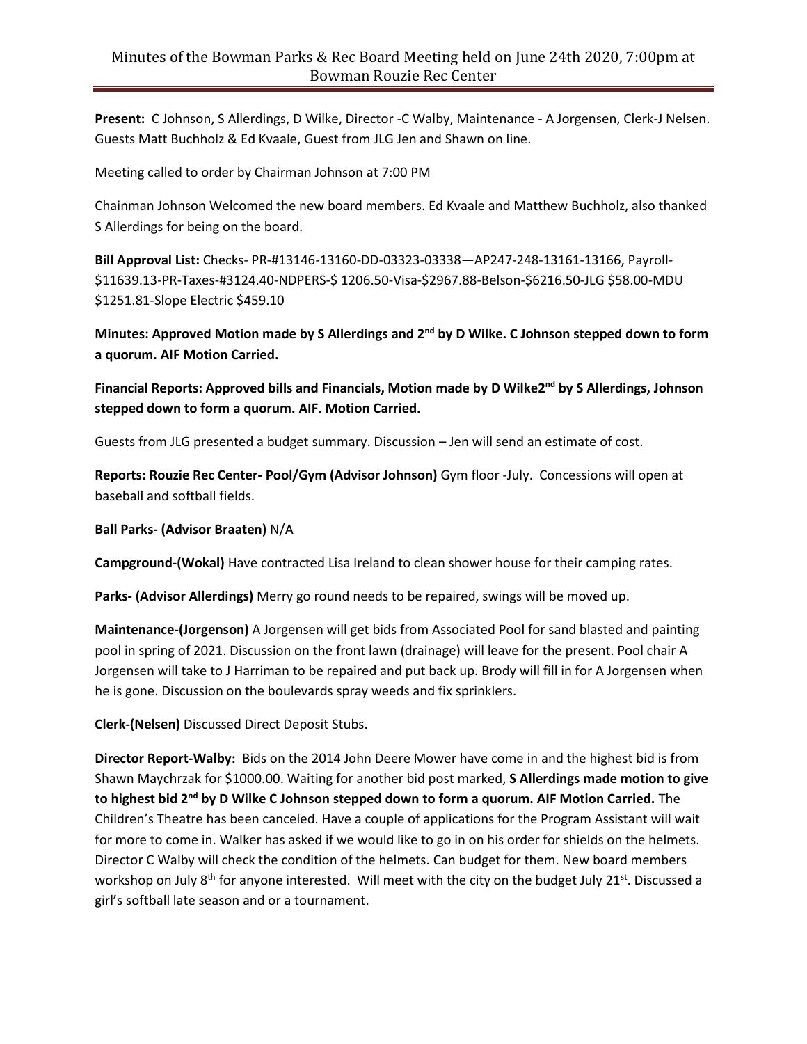# Minutes of the Bowman Parks & Rec Board Meeting held on June 24th 2020, 7:00pm at Bowman Rouzie Rec Center

**Present:** C Johnson, S Allerdings, D Wilke, Director -C Walby, Maintenance - A Jorgensen, Clerk-J Nelsen. Guests Matt Buchholz & Ed Kvaale, Guest from JLG Jen and Shawn on line.

Meeting called to order by Chairman Johnson at 7:00 PM

Chainman Johnson Welcomed the new board members. Ed Kvaale and Matthew Buchholz, also thanked S Allerdings for being on the board.

**Bill Approval List:** Checks- PR-#13146-13160-DD-03323-03338—AP247-248-13161-13166, Payroll-$11639.13-PR-Taxes-#3124.40-NDPERS-$ 1206.50-Visa-$2967.88-Belson-$6216.50-JLG $58.00-MDU $1251.81-Slope Electric $459.10

**Minutes: Approved Motion made by S Allerdings and 2nd by D Wilke. C Johnson stepped down to form a quorum. AIF Motion Carried.**

**Financial Reports: Approved bills and Financials, Motion made by D Wilke2nd by S Allerdings, Johnson stepped down to form a quorum. AIF. Motion Carried.**

Guests from JLG presented a budget summary. Discussion – Jen will send an estimate of cost.

**Reports: Rouzie Rec Center- Pool/Gym (Advisor Johnson)** Gym floor -July. Concessions will open at baseball and softball fields.

**Ball Parks- (Advisor Braaten)** N/A

**Campground-(Wokal)** Have contracted Lisa Ireland to clean shower house for their camping rates.

**Parks- (Advisor Allerdings)** Merry go round needs to be repaired, swings will be moved up.

**Maintenance-(Jorgenson)** A Jorgensen will get bids from Associated Pool for sand blasted and painting pool in spring of 2021. Discussion on the front lawn (drainage) will leave for the present. Pool chair A Jorgensen will take to J Harriman to be repaired and put back up. Brody will fill in for A Jorgensen when he is gone. Discussion on the boulevards spray weeds and fix sprinklers.

**Clerk-(Nelsen)** Discussed Direct Deposit Stubs.

**Director Report-Walby:** Bids on the 2014 John Deere Mower have come in and the highest bid is from Shawn Maychrzak for $1000.00. Waiting for another bid post marked, **S Allerdings made motion to give to highest bid 2nd by D Wilke C Johnson stepped down to form a quorum. AIF Motion Carried.** The Children's Theatre has been canceled. Have a couple of applications for the Program Assistant will wait for more to come in. Walker has asked if we would like to go in on his order for shields on the helmets. Director C Walby will check the condition of the helmets. Can budget for them. New board members workshop on July 8th for anyone interested. Will meet with the city on the budget July 21st. Discussed a girl's softball late season and or a tournament.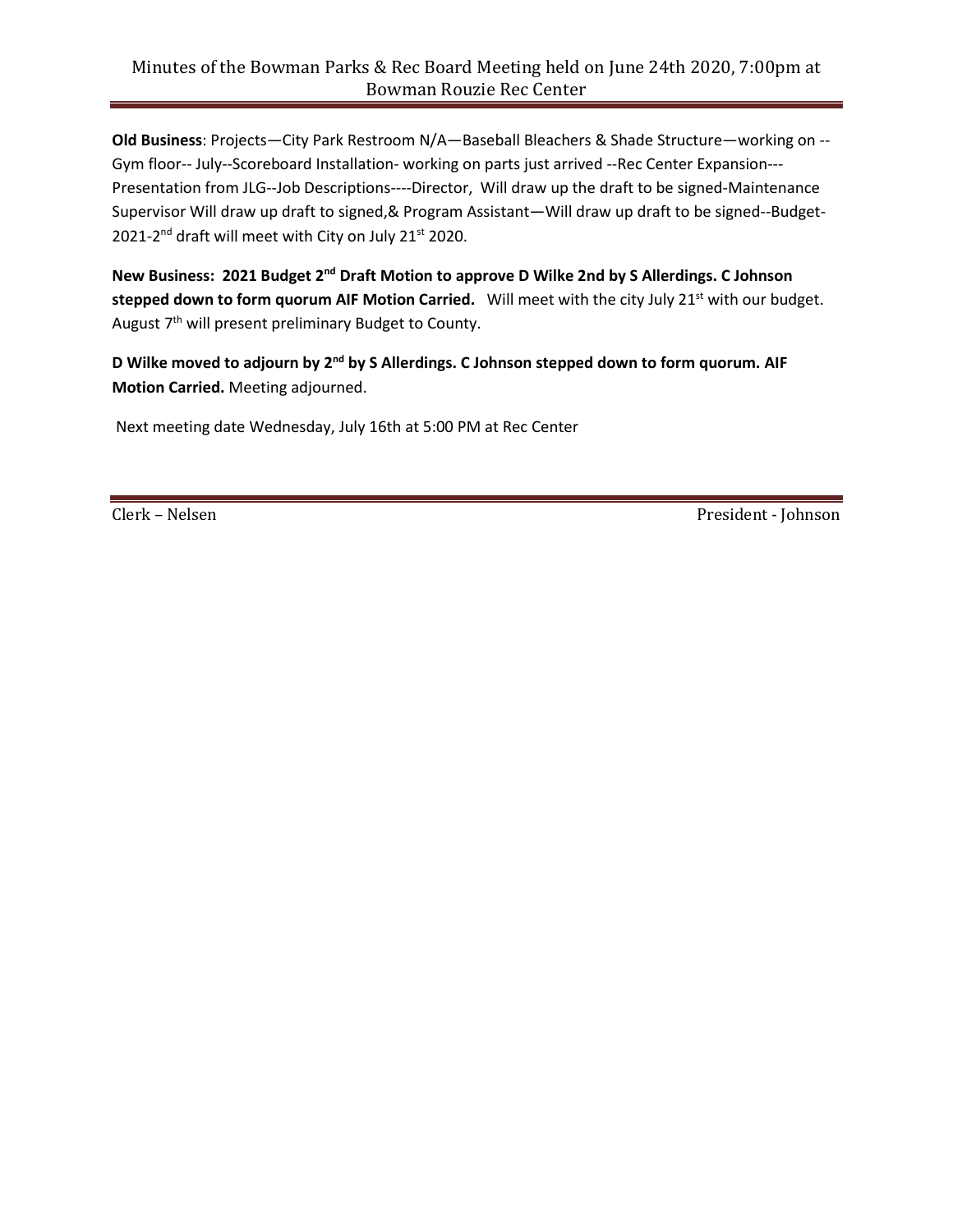Minutes of the Bowman Parks & Rec Board Meeting held on June 24th 2020, 7:00pm at Bowman Rouzie Rec Center

**Old Business**: Projects—City Park Restroom N/A—Baseball Bleachers & Shade Structure—working on --Gym floor-- July--Scoreboard Installation- working on parts just arrived --Rec Center Expansion---Presentation from JLG--Job Descriptions----Director, Will draw up the draft to be signed-Maintenance Supervisor Will draw up draft to signed,& Program Assistant—Will draw up draft to be signed--Budget-2021-2nd draft will meet with City on July 21st 2020.

**New Business: 2021 Budget 2nd Draft Motion to approve D Wilke 2nd by S Allerdings. C Johnson stepped down to form quorum AIF Motion Carried.** Will meet with the city July 21st with our budget. August 7th will present preliminary Budget to County.

**D Wilke moved to adjourn by 2nd by S Allerdings. C Johnson stepped down to form quorum. AIF Motion Carried.** Meeting adjourned.

Next meeting date Wednesday, July 16th at 5:00 PM at Rec Center

Clerk – Nelsen

President - Johnson